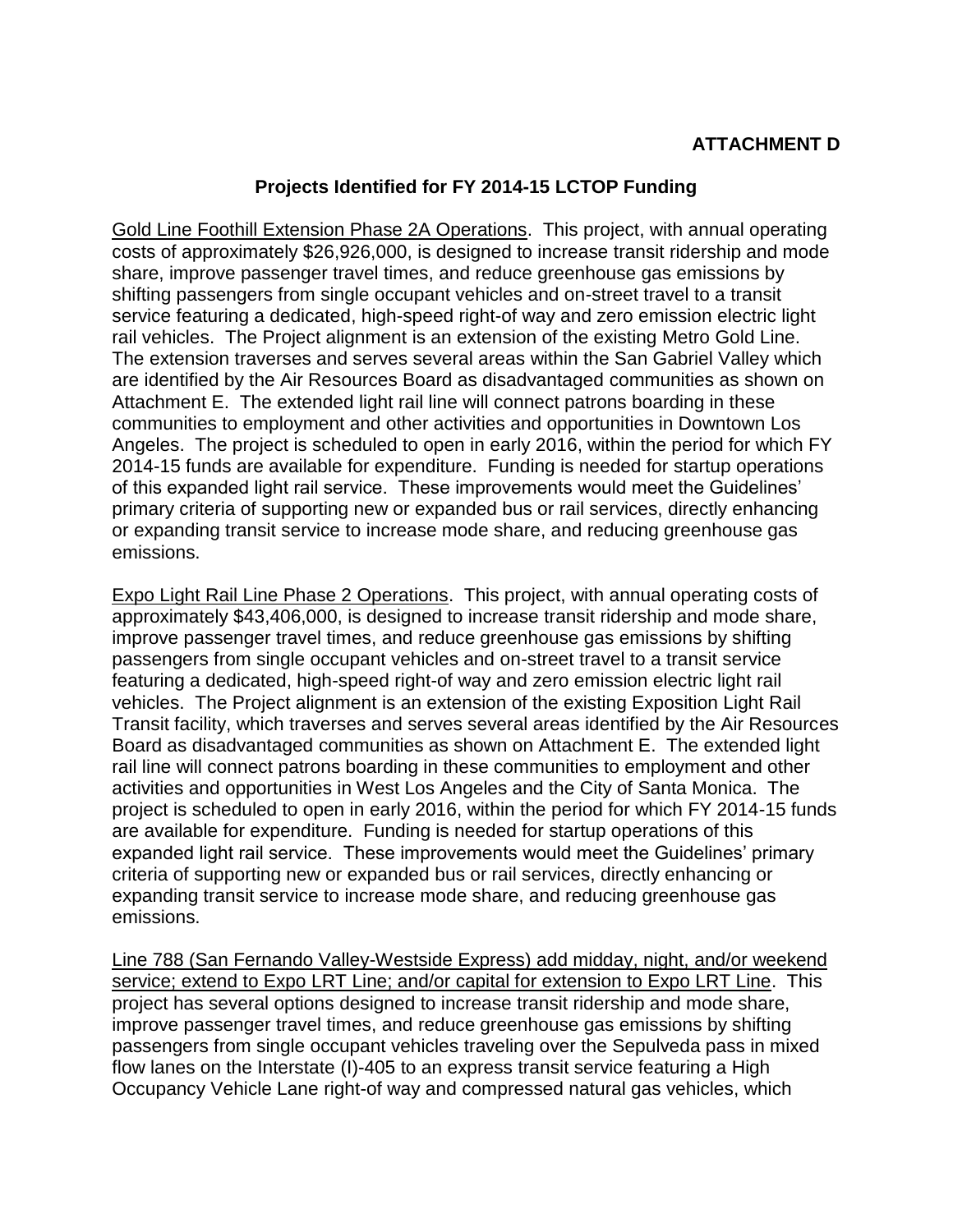**ATTACHMENT D**

## Projects Identified for FY 2014-15 LCTOP Funding

<u>Gold Line Foothill Extension Phase 2A Operations</u>. This project, with annual operating costs of approximately $26,926,000, is designed to increase transit ridership and mode share, improve passenger travel times, and reduce greenhouse gas emissions by shifting passengers from single occupant vehicles and on-street travel to a transit service featuring a dedicated, high-speed right-of way and zero emission electric light rail vehicles. The Project alignment is an extension of the existing Metro Gold Line. The extension traverses and serves several areas within the San Gabriel Valley which are identified by the Air Resources Board as disadvantaged communities as shown on Attachment E. The extended light rail line will connect patrons boarding in these communities to employment and other activities and opportunities in Downtown Los Angeles. The project is scheduled to open in early 2016, within the period for which FY 2014-15 funds are available for expenditure. Funding is needed for startup operations of this expanded light rail service. These improvements would meet the Guidelines' primary criteria of supporting new or expanded bus or rail services, directly enhancing or expanding transit service to increase mode share, and reducing greenhouse gas emissions.

<u>Expo Light Rail Line Phase 2 Operations</u>. This project, with annual operating costs of approximately $43,406,000, is designed to increase transit ridership and mode share, improve passenger travel times, and reduce greenhouse gas emissions by shifting passengers from single occupant vehicles and on-street travel to a transit service featuring a dedicated, high-speed right-of way and zero emission electric light rail vehicles. The Project alignment is an extension of the existing Exposition Light Rail Transit facility, which traverses and serves several areas identified by the Air Resources Board as disadvantaged communities as shown on Attachment E. The extended light rail line will connect patrons boarding in these communities to employment and other activities and opportunities in West Los Angeles and the City of Santa Monica. The project is scheduled to open in early 2016, within the period for which FY 2014-15 funds are available for expenditure. Funding is needed for startup operations of this expanded light rail service. These improvements would meet the Guidelines' primary criteria of supporting new or expanded bus or rail services, directly enhancing or expanding transit service to increase mode share, and reducing greenhouse gas emissions.

<u>Line 788 (San Fernando Valley-Westside Express) add midday, night, and/or weekend service; extend to Expo LRT Line; and/or capital for extension to Expo LRT Line</u>. This project has several options designed to increase transit ridership and mode share, improve passenger travel times, and reduce greenhouse gas emissions by shifting passengers from single occupant vehicles traveling over the Sepulveda pass in mixed flow lanes on the Interstate (I)-405 to an express transit service featuring a High Occupancy Vehicle Lane right-of way and compressed natural gas vehicles, which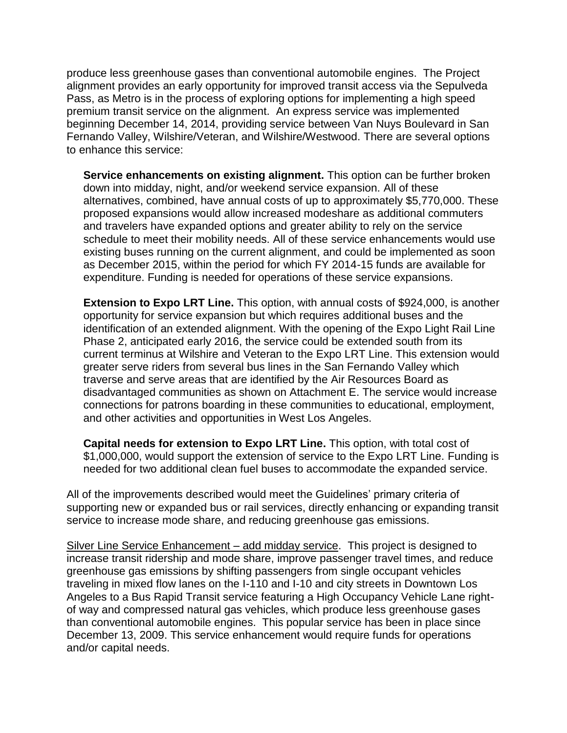produce less greenhouse gases than conventional automobile engines. The Project alignment provides an early opportunity for improved transit access via the Sepulveda Pass, as Metro is in the process of exploring options for implementing a high speed premium transit service on the alignment. An express service was implemented beginning December 14, 2014, providing service between Van Nuys Boulevard in San Fernando Valley, Wilshire/Veteran, and Wilshire/Westwood. There are several options to enhance this service:

**Service enhancements on existing alignment.** This option can be further broken down into midday, night, and/or weekend service expansion. All of these alternatives, combined, have annual costs of up to approximately $5,770,000. These proposed expansions would allow increased modeshare as additional commuters and travelers have expanded options and greater ability to rely on the service schedule to meet their mobility needs. All of these service enhancements would use existing buses running on the current alignment, and could be implemented as soon as December 2015, within the period for which FY 2014-15 funds are available for expenditure. Funding is needed for operations of these service expansions.

**Extension to Expo LRT Line.** This option, with annual costs of $924,000, is another opportunity for service expansion but which requires additional buses and the identification of an extended alignment. With the opening of the Expo Light Rail Line Phase 2, anticipated early 2016, the service could be extended south from its current terminus at Wilshire and Veteran to the Expo LRT Line. This extension would greater serve riders from several bus lines in the San Fernando Valley which traverse and serve areas that are identified by the Air Resources Board as disadvantaged communities as shown on Attachment E. The service would increase connections for patrons boarding in these communities to educational, employment, and other activities and opportunities in West Los Angeles.

**Capital needs for extension to Expo LRT Line.** This option, with total cost of $1,000,000, would support the extension of service to the Expo LRT Line. Funding is needed for two additional clean fuel buses to accommodate the expanded service.

All of the improvements described would meet the Guidelines' primary criteria of supporting new or expanded bus or rail services, directly enhancing or expanding transit service to increase mode share, and reducing greenhouse gas emissions.

<u>Silver Line Service Enhancement – add midday service</u>. This project is designed to increase transit ridership and mode share, improve passenger travel times, and reduce greenhouse gas emissions by shifting passengers from single occupant vehicles traveling in mixed flow lanes on the I-110 and I-10 and city streets in Downtown Los Angeles to a Bus Rapid Transit service featuring a High Occupancy Vehicle Lane right-of way and compressed natural gas vehicles, which produce less greenhouse gases than conventional automobile engines. This popular service has been in place since December 13, 2009. This service enhancement would require funds for operations and/or capital needs.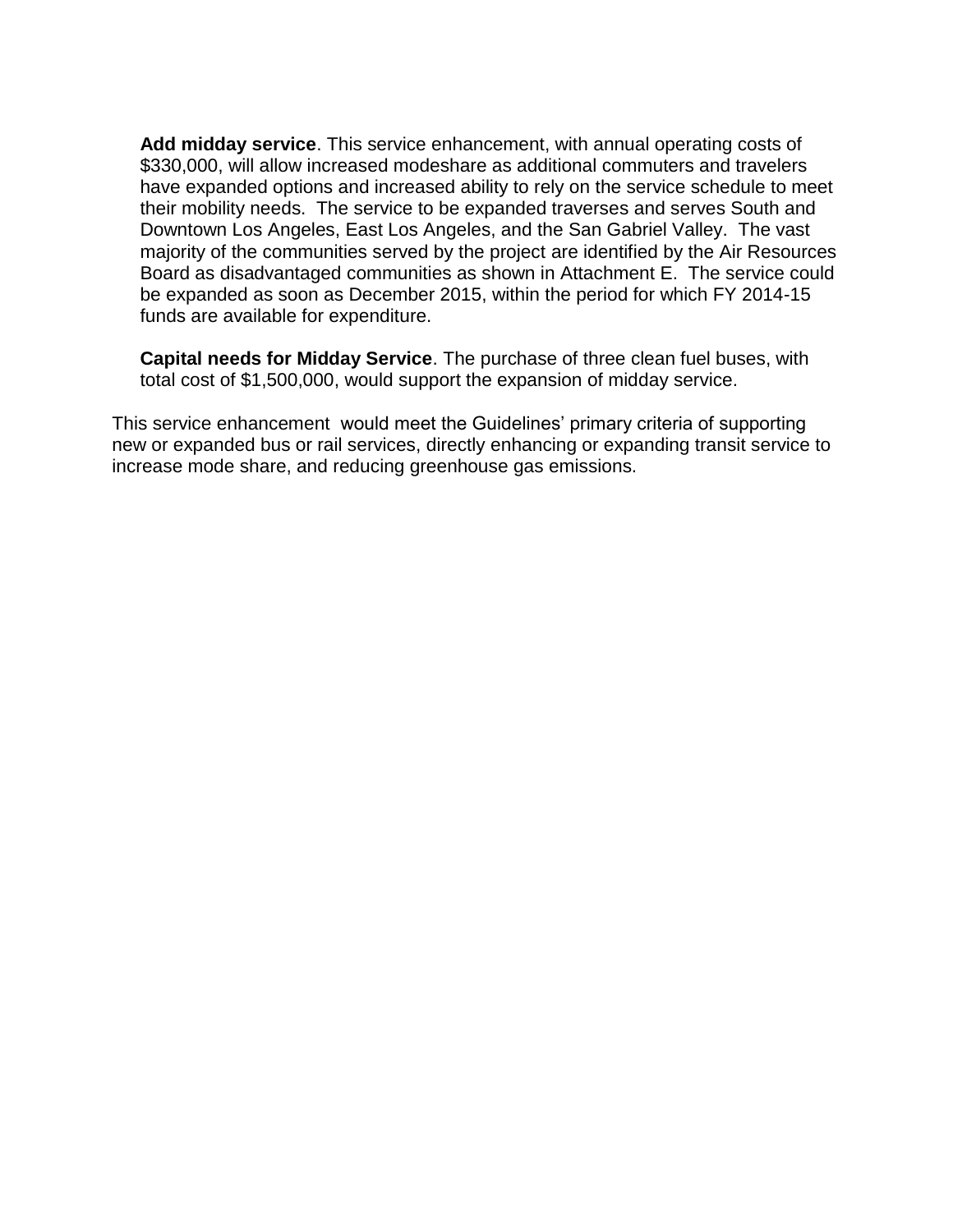**Add midday service**. This service enhancement, with annual operating costs of $330,000, will allow increased modeshare as additional commuters and travelers have expanded options and increased ability to rely on the service schedule to meet their mobility needs. The service to be expanded traverses and serves South and Downtown Los Angeles, East Los Angeles, and the San Gabriel Valley. The vast majority of the communities served by the project are identified by the Air Resources Board as disadvantaged communities as shown in Attachment E. The service could be expanded as soon as December 2015, within the period for which FY 2014-15 funds are available for expenditure.

**Capital needs for Midday Service**. The purchase of three clean fuel buses, with total cost of $1,500,000, would support the expansion of midday service.

This service enhancement would meet the Guidelines' primary criteria of supporting new or expanded bus or rail services, directly enhancing or expanding transit service to increase mode share, and reducing greenhouse gas emissions.